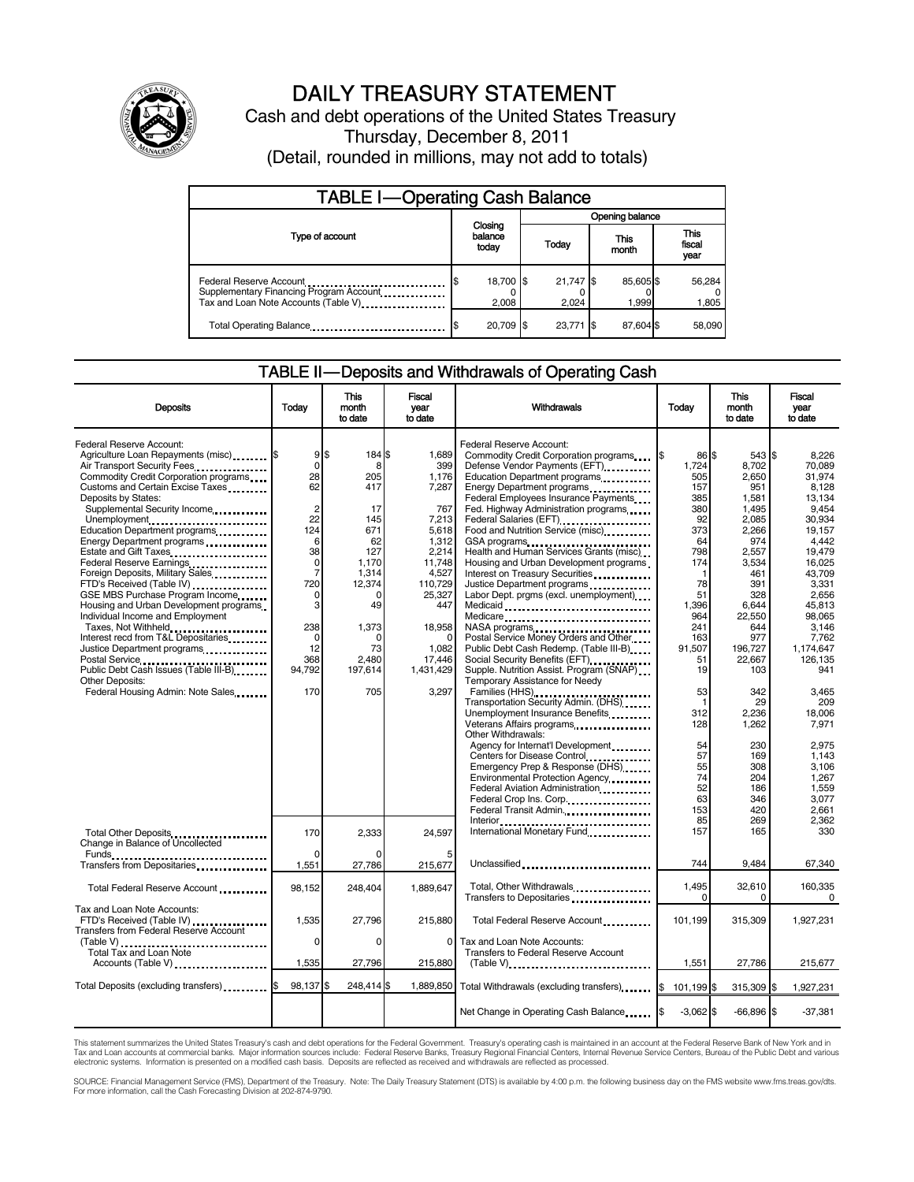# DAILY TREASURY STATEMENT

Cash and debt operations of the United States Treasury

Thursday, December 8, 2011

(Detail, rounded in millions, may not add to totals)

## TABLE I—Operating Cash Balance

| Type of account | Closing balance today | Opening balance Today | Opening balance This month | Opening balance This fiscal year |
|---|---|---|---|---|
| Federal Reserve Account | $ 18,700 | $ 21,747 | $ 85,605 | $ 56,284 |
| Supplementary Financing Program Account | 0 | 0 | 0 | 0 |
| Tax and Loan Note Accounts (Table V) | 2,008 | 2,024 | 1,999 | 1,805 |
| Total Operating Balance | $ 20,709 | $ 23,771 | $ 87,604 | $ 58,090 |

## TABLE II—Deposits and Withdrawals of Operating Cash

| Deposits | Today | This month to date | Fiscal year to date |
|---|---|---|---|
| Federal Reserve Account: | | | |
| Agriculture Loan Repayments (misc) | $ 9 | $ 184 | $ 1,689 |
| Air Transport Security Fees | 0 | 8 | 399 |
| Commodity Credit Corporation programs | 28 | 205 | 1,176 |
| Customs and Certain Excise Taxes | 62 | 417 | 7,287 |
| Deposits by States: | | | |
| Supplemental Security Income | 2 | 17 | 767 |
| Unemployment | 22 | 145 | 7,213 |
| Education Department programs | 124 | 671 | 5,618 |
| Energy Department programs | 6 | 62 | 1,312 |
| Estate and Gift Taxes | 38 | 127 | 2,214 |
| Federal Reserve Earnings | 0 | 1,170 | 11,748 |
| Foreign Deposits, Military Sales | 7 | 1,314 | 4,527 |
| FTD's Received (Table IV) | 720 | 12,374 | 110,729 |
| GSE MBS Purchase Program Income | 0 | 0 | 25,327 |
| Housing and Urban Development programs | 3 | 49 | 447 |
| Individual Income and Employment Taxes, Not Withheld | 238 | 1,373 | 18,958 |
| Interest recd from T&L Depositaries | 0 | 0 | 0 |
| Justice Department programs | 12 | 73 | 1,082 |
| Postal Service | 368 | 2,480 | 17,446 |
| Public Debt Cash Issues (Table III-B) | 94,792 | 197,614 | 1,431,429 |
| Other Deposits: | | | |
| Federal Housing Admin: Note Sales | 170 | 705 | 3,297 |
| Total Other Deposits | 170 | 2,333 | 24,597 |
| Change in Balance of Uncollected Funds | 0 | 0 | 5 |
| Transfers from Depositaries | 1,551 | 27,786 | 215,677 |
| Total Federal Reserve Account | 98,152 | 248,404 | 1,889,647 |
| Tax and Loan Note Accounts: | | | |
| FTD's Received (Table IV) | 1,535 | 27,796 | 215,880 |
| Transfers from Federal Reserve Account (Table V) | 0 | 0 | 0 |
| Total Tax and Loan Note Accounts (Table V) | 1,535 | 27,796 | 215,880 |
| Total Deposits (excluding transfers) | $ 98,137 | $ 248,414 | $ 1,889,850 |

| Withdrawals | Today | This month to date | Fiscal year to date |
|---|---|---|---|
| Federal Reserve Account: | | | |
| Commodity Credit Corporation programs | $ 86 | $ 543 | $ 8,226 |
| Defense Vendor Payments (EFT) | 1,724 | 8,702 | 70,089 |
| Education Department programs | 505 | 2,650 | 31,974 |
| Energy Department programs | 157 | 951 | 8,128 |
| Federal Employees Insurance Payments | 385 | 1,581 | 13,134 |
| Fed. Highway Administration programs | 380 | 1,495 | 9,454 |
| Federal Salaries (EFT) | 92 | 2,085 | 30,934 |
| Food and Nutrition Service (misc) | 373 | 2,266 | 19,157 |
| GSA programs | 64 | 974 | 4,442 |
| Health and Human Services Grants (misc) | 798 | 2,557 | 19,479 |
| Housing and Urban Development programs | 174 | 3,534 | 16,025 |
| Interest on Treasury Securities | 1 | 461 | 43,709 |
| Justice Department programs | 78 | 391 | 3,331 |
| Labor Dept. prgms (excl. unemployment) | 51 | 328 | 2,656 |
| Medicaid | 1,396 | 6,644 | 45,813 |
| Medicare | 964 | 22,550 | 98,065 |
| NASA programs | 241 | 644 | 3,146 |
| Postal Service Money Orders and Other | 163 | 977 | 7,762 |
| Public Debt Cash Redemp. (Table III-B) | 91,507 | 196,727 | 1,174,647 |
| Social Security Benefits (EFT) | 51 | 22,667 | 126,135 |
| Supple. Nutrition Assist. Program (SNAP) | 19 | 103 | 941 |
| Temporary Assistance for Needy Families (HHS) | 53 | 342 | 3,465 |
| Transportation Security Admin. (DHS) | 1 | 29 | 209 |
| Unemployment Insurance Benefits | 312 | 2,236 | 18,006 |
| Veterans Affairs programs | 128 | 1,262 | 7,971 |
| Other Withdrawals: | | | |
| Agency for Internat'l Development | 54 | 230 | 2,975 |
| Centers for Disease Control | 57 | 169 | 1,143 |
| Emergency Prep & Response (DHS) | 55 | 308 | 3,106 |
| Environmental Protection Agency | 74 | 204 | 1,267 |
| Federal Aviation Administration | 52 | 186 | 1,559 |
| Federal Crop Ins. Corp. | 63 | 346 | 3,077 |
| Federal Transit Admin. | 153 | 420 | 2,661 |
| Interior | 85 | 269 | 2,362 |
| International Monetary Fund | 157 | 165 | 330 |
| Unclassified | 744 | 9,484 | 67,340 |
| Total, Other Withdrawals | 1,495 | 32,610 | 160,335 |
| Transfers to Depositaries | 0 | 0 | 0 |
| Total Federal Reserve Account | 101,199 | 315,309 | 1,927,231 |
| Tax and Loan Note Accounts: | | | |
| Transfers to Federal Reserve Account (Table V) | 1,551 | 27,786 | 215,677 |
| Total Withdrawals (excluding transfers) | $ 101,199 | $ 315,309 | $ 1,927,231 |
| Net Change in Operating Cash Balance | $ -3,062 | $ -66,896 | $ -37,381 |

This statement summarizes the United States Treasury's cash and debt operations for the Federal Government. Treasury's operating cash is maintained in an account at the Federal Reserve Bank of New York and in Tax and Loan accounts at commercial banks. Major information sources include: Federal Reserve Banks, Treasury Regional Financial Centers, Internal Revenue Service Centers, Bureau of the Public Debt and various electronic systems. Information is presented on a modified cash basis. Deposits are reflected as received and withdrawals are reflected as processed.

SOURCE: Financial Management Service (FMS), Department of the Treasury. Note: The Daily Treasury Statement (DTS) is available by 4:00 p.m. the following business day on the FMS website www.fms.treas.gov/dts. For more information, call the Cash Forecasting Division at 202-874-9790.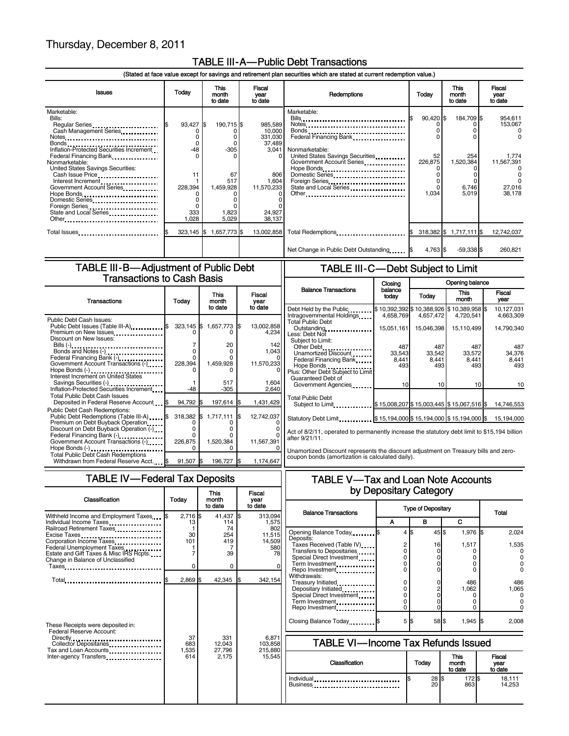Thursday, December 8, 2011

## TABLE III-A—Public Debt Transactions

(Stated at face value except for savings and retirement plan securities which are stated at current redemption value.)

| Issues | Today | This month to date | Fiscal year to date |
|---|---|---|---|
| Marketable: | | | |
| Bills: | | | |
| Regular Series | $ 93,427 | $ 190,715 | $ 985,589 |
| Cash Management Series | 0 | 0 | 10,000 |
| Notes | 0 | 0 | 331,030 |
| Bonds | 0 | 0 | 37,489 |
| Inflation-Protected Securities Increment | -48 | -305 | 3,041 |
| Federal Financing Bank | 0 | 0 | 0 |
| Nonmarketable: | | | |
| United States Savings Securities: | | | |
| Cash Issue Price | 11 | 67 | 806 |
| Interest Increment | 1 | 517 | 1,604 |
| Government Account Series | 228,394 | 1,459,928 | 11,570,233 |
| Hope Bonds | 0 | 0 | 0 |
| Domestic Series | 0 | 0 | 0 |
| Foreign Series | 0 | 0 | 0 |
| State and Local Series | 333 | 1,823 | 24,927 |
| Other | 1,028 | 5,029 | 38,137 |
| Total Issues | $ 323,145 | $ 1,657,773 | $ 13,002,858 |

| Redemptions | Today | This month to date | Fiscal year to date |
|---|---|---|---|
| Marketable: | | | |
| Bills | $ 90,420 | $ 184,709 | $ 954,611 |
| Notes | 0 | 0 | 153,067 |
| Bonds | 0 | 0 | 0 |
| Federal Financing Bank | 0 | 0 | 0 |
| Nonmarketable: | | | |
| United States Savings Securities | 52 | 254 | 1,774 |
| Government Account Series | 226,875 | 1,520,384 | 11,567,391 |
| Hope Bonds | 0 | 0 | 0 |
| Domestic Series | 0 | 0 | 0 |
| Foreign Series | 0 | 0 | 0 |
| State and Local Series | 0 | 6,746 | 27,016 |
| Other | 1,034 | 5,019 | 38,178 |
| Total Redemptions | $ 318,382 | $ 1,717,111 | $ 12,742,037 |
| Net Change in Public Debt Outstanding | $ 4,763 | $ -59,338 | $ 260,821 |

## TABLE III-B—Adjustment of Public Debt Transactions to Cash Basis

| Transactions | Today | This month to date | Fiscal year to date |
|---|---|---|---|
| Public Debt Cash Issues: | | | |
| Public Debt Issues (Table III-A) | $ 323,145 | $ 1,657,773 | $ 13,002,858 |
| Premium on New Issues | 0 | 0 | 4,234 |
| Discount on New Issues: | | | |
| Bills (-) | 7 | 20 | 142 |
| Bonds and Notes (-) | 0 | 0 | 1,043 |
| Federal Financing Bank (-) | 0 | 0 | 0 |
| Government Account Transactions (-) | 228,394 | 1,459,928 | 11,570,233 |
| Hope Bonds (-) | 0 | 0 | 0 |
| Interest Increment on United States Savings Securities (-) | 1 | 517 | 1,604 |
| Inflation-Protected Securities Increment | -48 | -305 | 2,640 |
| Total Public Debt Cash Issues Deposited in Federal Reserve Account | $ 94,792 | $ 197,614 | $ 1,431,429 |
| Public Debt Cash Redemptions: | | | |
| Public Debt Redemptions (Table III-A) | $ 318,382 | $ 1,717,111 | $ 12,742,037 |
| Premium on Debt Buyback Operation | 0 | 0 | 0 |
| Discount on Debt Buyback Operation (-) | 0 | 0 | 0 |
| Federal Financing Bank (-) | 0 | 0 | 0 |
| Government Account Transactions (-) | 226,875 | 1,520,384 | 11,567,391 |
| Hope Bonds (-) | 0 | 0 | 0 |
| Total Public Debt Cash Redemptions Withdrawn from Federal Reserve Acct. | $ 91,507 | $ 196,727 | $ 1,174,647 |

## TABLE III-C—Debt Subject to Limit

| Balance Transactions | Closing balance today | Opening balance Today | Opening balance This month | Opening balance Fiscal year |
|---|---|---|---|---|
| Debt Held by the Public | $ 10,392,392 | $ 10,388,926 | $ 10,389,958 | $ 10,127,031 |
| Intragovernmental Holdings | 4,658,769 | 4,657,472 | 4,720,541 | 4,663,309 |
| Total Public Debt Outstanding | 15,051,161 | 15,046,398 | 15,110,499 | 14,790,340 |
| Less: Debt Not Subject to Limit: | | | | |
| Other Debt | 487 | 487 | 487 | 487 |
| Unamortized Discount | 33,543 | 33,542 | 33,572 | 34,376 |
| Federal Financing Bank | 8,441 | 8,441 | 8,441 | 8,441 |
| Hope Bonds | 493 | 493 | 493 | 493 |
| Plus: Other Debt Subject to Limit | | | | |
| Guaranteed Debt of Government Agencies | 10 | 10 | 10 | 10 |
| Total Public Debt Subject to Limit | $ 15,008,207 | $ 15,003,445 | $ 15,067,516 | $ 14,746,553 |
| Statutory Debt Limit | $ 15,194,000 | $ 15,194,000 | $ 15,194,000 | $ 15,194,000 |

Act of 8/2/11, operated to permanently increase the statutory debt limit to $15,194 billion after 9/21/11.

Unamortized Discount represents the discount adjustment on Treasury bills and zero-coupon bonds (amortization is calculated daily).

## TABLE IV—Federal Tax Deposits

| Classification | Today | This month to date | Fiscal year to date |
|---|---|---|---|
| Withheld Income and Employment Taxes | $ 2,716 | $ 41,437 | $ 313,094 |
| Individual Income Taxes | 13 | 114 | 1,575 |
| Railroad Retirement Taxes | 1 | 74 | 802 |
| Excise Taxes | 30 | 254 | 11,515 |
| Corporation Income Taxes | 101 | 419 | 14,509 |
| Federal Unemployment Taxes | 1 | 7 | 580 |
| Estate and Gift Taxes & Misc IRS Rcpts. | 7 | 39 | 78 |
| Change in Balance of Unclassified Taxes | 0 | 0 | 0 |
| Total | $ 2,869 | $ 42,345 | $ 342,154 |
| These Receipts were deposited in: | | | |
| Federal Reserve Account: | | | |
| Directly | 37 | 331 | 6,871 |
| Collector Depositaries | 683 | 12,043 | 103,858 |
| Tax and Loan Accounts | 1,535 | 27,796 | 215,880 |
| Inter-agency Transfers | 614 | 2,175 | 15,545 |

## TABLE V—Tax and Loan Note Accounts by Depositary Category

| Balance Transactions | Type of Depositary A | B | C | Total |
|---|---|---|---|---|
| Opening Balance Today | $ 4 | $ 45 | $ 1,976 | $ 2,024 |
| Deposits: | | | | |
| Taxes Received (Table IV) | 2 | 16 | 1,517 | 1,535 |
| Transfers to Depositaries | 0 | 0 | 0 | 0 |
| Special Direct Investment | 0 | 0 | 0 | 0 |
| Term Investment | 0 | 0 | 0 | 0 |
| Repo Investment | 0 | 0 | 0 | 0 |
| Withdrawals: | | | | |
| Treasury Initiated | 0 | 0 | 486 | 486 |
| Depositary Initiated | 0 | 2 | 1,062 | 1,065 |
| Special Direct Investment | 0 | 0 | 0 | 0 |
| Term Investment | 0 | 0 | 0 | 0 |
| Repo Investment | 0 | 0 | 0 | 0 |
| Closing Balance Today | $ 5 | $ 58 | $ 1,945 | $ 2,008 |

## TABLE VI—Income Tax Refunds Issued

| Classification | Today | This month to date | Fiscal year to date |
|---|---|---|---|
| Individual | $ 28 | $ 172 | $ 18,111 |
| Business | 20 | 863 | 14,253 |